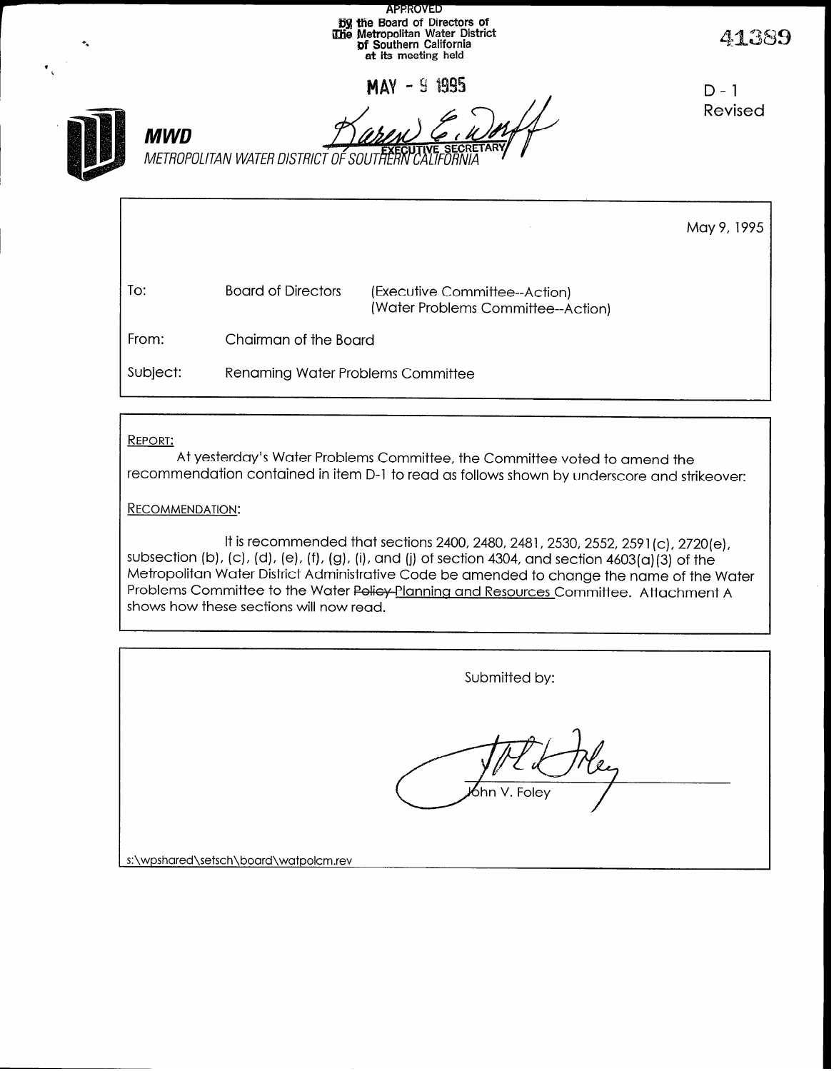APPROVED
by the Board of Directors of
The Metropolitan Water District
of Southern California
at its meeting held

MAY - 9 1995

Karen E. Wolff
EXECUTIVE SECRETARY

41389

D - 1
Revised

**MWD**
*METROPOLITAN WATER DISTRICT OF SOUTHERN CALIFORNIA*

May 9, 1995

| | | |
|---|---|---|
| To: | Board of Directors | (Executive Committee--Action)<br>(Water Problems Committee--Action) |
| From: | Chairman of the Board | |
| Subject: | Renaming Water Problems Committee | |

<u>REPORT:</u>

At yesterday's Water Problems Committee, the Committee voted to amend the recommendation contained in item D-1 to read as follows shown by underscore and strikeover:

<u>RECOMMENDATION:</u>

It is recommended that sections 2400, 2480, 2481, 2530, 2552, 2591(c), 2720(e), subsection (b), (c), (d), (e), (f), (g), (i), and (j) of section 4304, and section 4603(a)(3) of the Metropolitan Water District Administrative Code be amended to change the name of the Water Problems Committee to the Water ~~Policy~~ <u>Planning and Resources</u> Committee. Attachment A shows how these sections will now read.

Submitted by:

John V. Foley

s:\wpshared\setsch\board\watpolcm.rev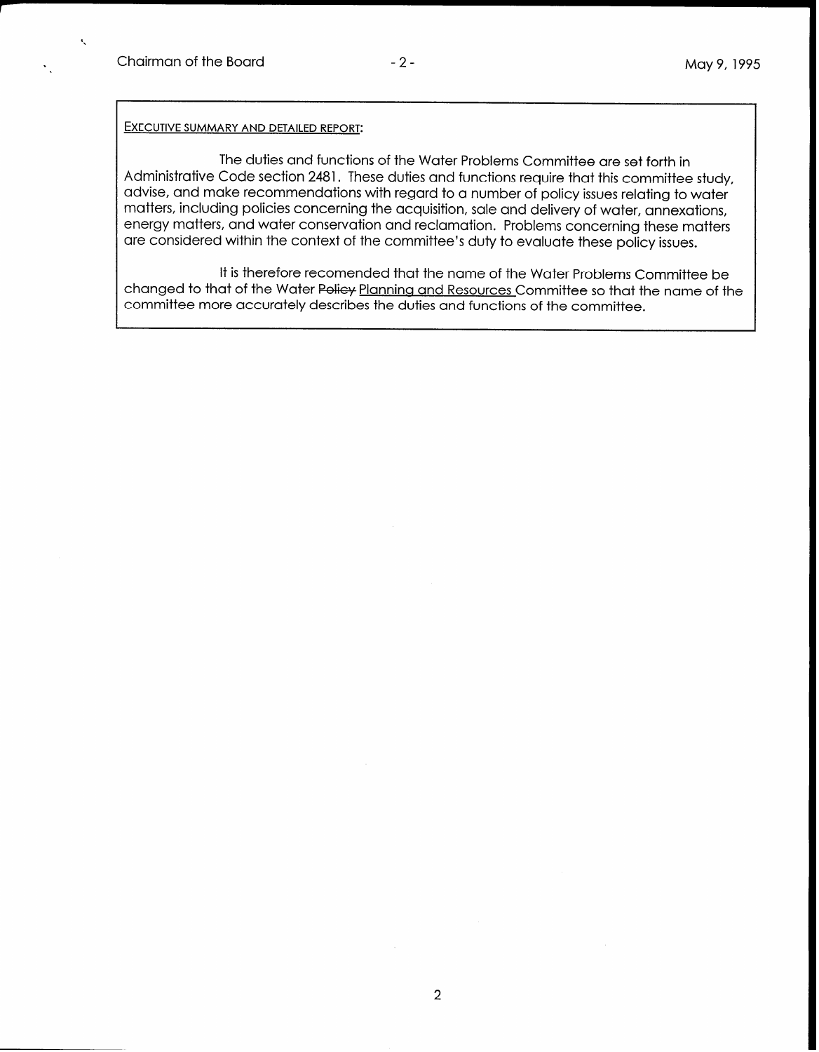EXECUTIVE SUMMARY AND DETAILED REPORT:

The duties and functions of the Water Problems Committee are set forth in Administrative Code section 2481. These duties and functions require that this committee study, advise, and make recommendations with regard to a number of policy issues relating to water matters, including policies concerning the acquisition, sale and delivery of water, annexations, energy matters, and water conservation and reclamation. Problems concerning these matters are considered within the context of the committee's duty to evaluate these policy issues.

It is therefore recomended that the name of the Water Problems Committee be changed to that of the Water ~~Policy~~ Planning and Resources Committee so that the name of the committee more accurately describes the duties and functions of the committee.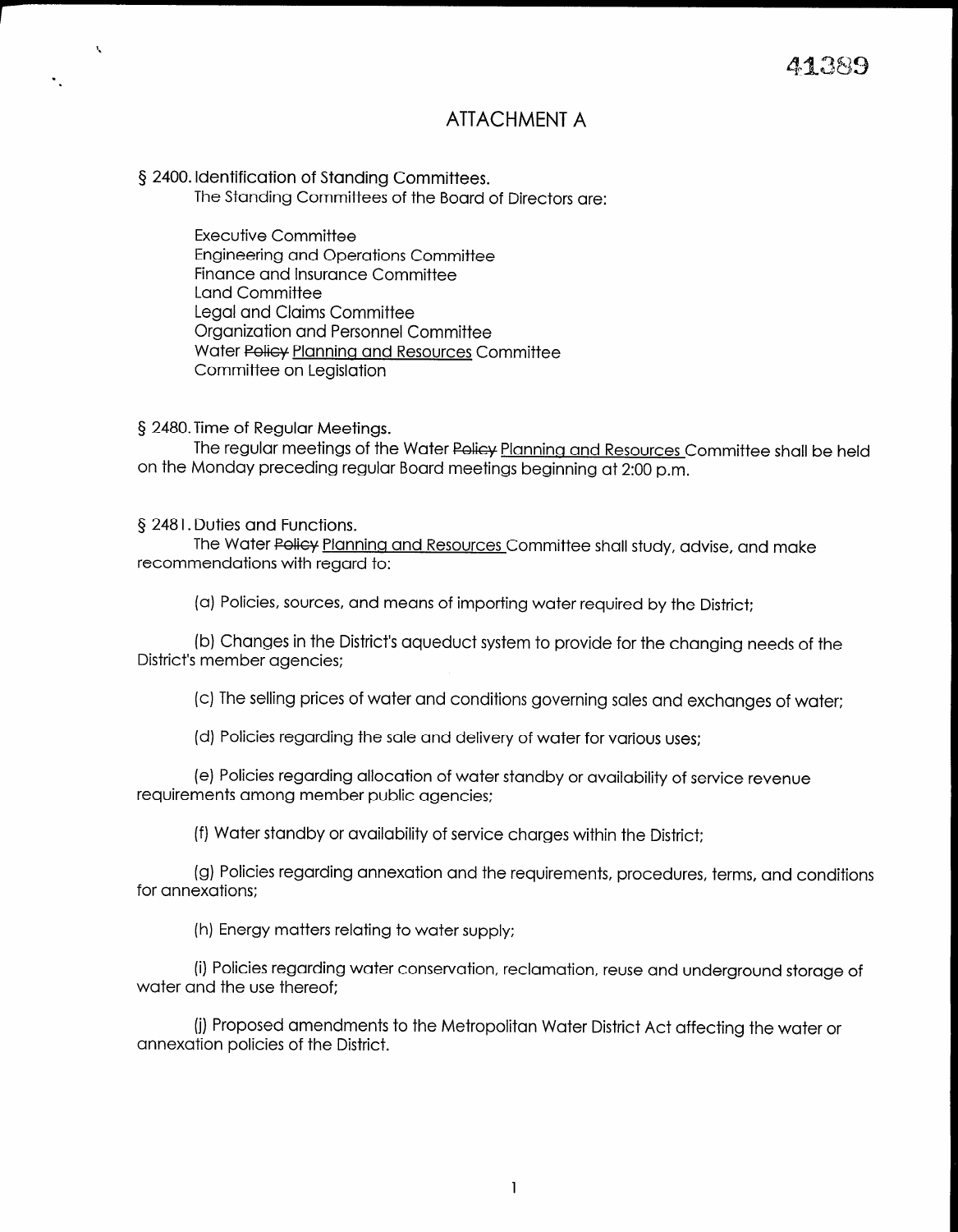# ATTACHMENT A

§ 2400. Identification of Standing Committees.

The Standing Committees of the Board of Directors are:

Executive Committee
Engineering and Operations Committee
Finance and Insurance Committee
Land Committee
Legal and Claims Committee
Organization and Personnel Committee
Water ~~Policy~~ <u>Planning and Resources</u> Committee
Committee on Legislation

§ 2480. Time of Regular Meetings.

The regular meetings of the Water ~~Policy~~ <u>Planning and Resources</u> Committee shall be held on the Monday preceding regular Board meetings beginning at 2:00 p.m.

§ 2481. Duties and Functions.

The Water ~~Policy~~ <u>Planning and Resources</u> Committee shall study, advise, and make recommendations with regard to:

(a) Policies, sources, and means of importing water required by the District;

(b) Changes in the District's aqueduct system to provide for the changing needs of the District's member agencies;

(c) The selling prices of water and conditions governing sales and exchanges of water;

(d) Policies regarding the sale and delivery of water for various uses;

(e) Policies regarding allocation of water standby or availability of service revenue requirements among member public agencies;

(f) Water standby or availability of service charges within the District;

(g) Policies regarding annexation and the requirements, procedures, terms, and conditions for annexations;

(h) Energy matters relating to water supply;

(i) Policies regarding water conservation, reclamation, reuse and underground storage of water and the use thereof;

(j) Proposed amendments to the Metropolitan Water District Act affecting the water or annexation policies of the District.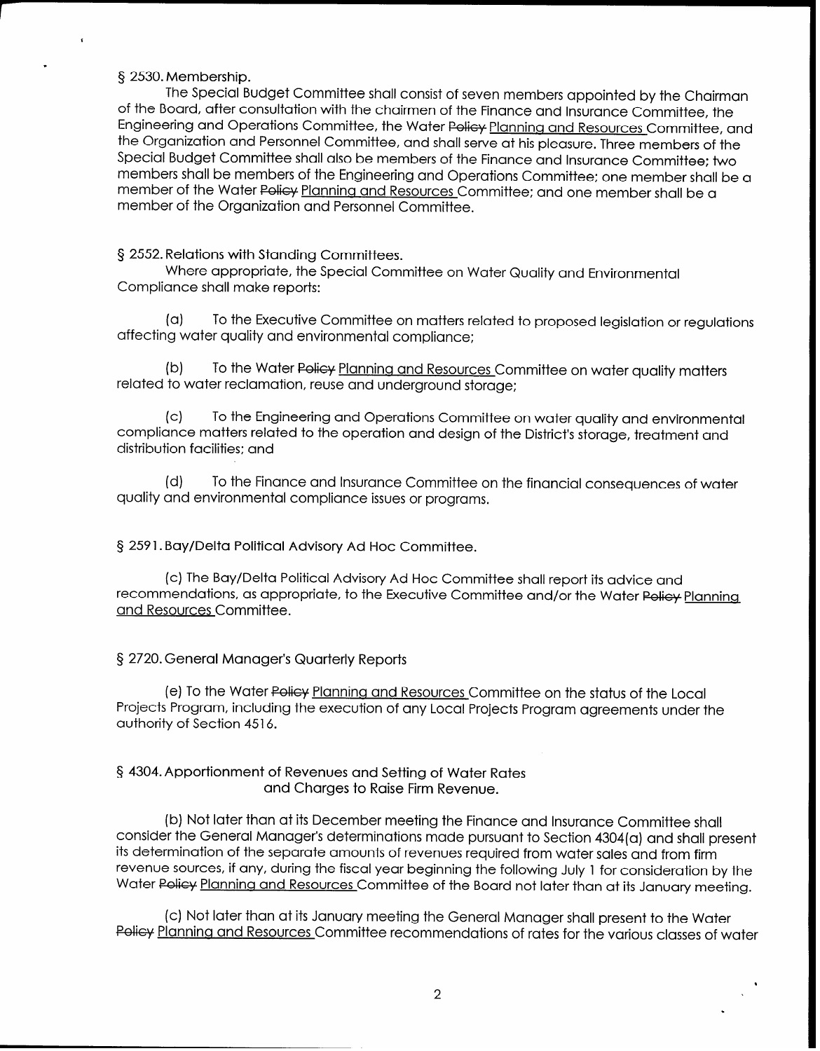§ 2530. Membership.

The Special Budget Committee shall consist of seven members appointed by the Chairman of the Board, after consultation with the chairmen of the Finance and Insurance Committee, the Engineering and Operations Committee, the Water ~~Policy~~ <u>Planning and Resources</u> Committee, and the Organization and Personnel Committee, and shall serve at his pleasure. Three members of the Special Budget Committee shall also be members of the Finance and Insurance Committee; two members shall be members of the Engineering and Operations Committee; one member shall be a member of the Water ~~Policy~~ <u>Planning and Resources</u> Committee; and one member shall be a member of the Organization and Personnel Committee.

§ 2552. Relations with Standing Committees.

Where appropriate, the Special Committee on Water Quality and Environmental Compliance shall make reports:

(a) To the Executive Committee on matters related to proposed legislation or regulations affecting water quality and environmental compliance;

(b) To the Water ~~Policy~~ <u>Planning and Resources</u> Committee on water quality matters related to water reclamation, reuse and underground storage;

(c) To the Engineering and Operations Committee on water quality and environmental compliance matters related to the operation and design of the District's storage, treatment and distribution facilities; and

(d) To the Finance and Insurance Committee on the financial consequences of water quality and environmental compliance issues or programs.

§ 2591. Bay/Delta Political Advisory Ad Hoc Committee.

(c) The Bay/Delta Political Advisory Ad Hoc Committee shall report its advice and recommendations, as appropriate, to the Executive Committee and/or the Water ~~Policy~~ <u>Planning and Resources</u> Committee.

§ 2720. General Manager's Quarterly Reports

(e) To the Water ~~Policy~~ <u>Planning and Resources</u> Committee on the status of the Local Projects Program, including the execution of any Local Projects Program agreements under the authority of Section 4516.

§ 4304. Apportionment of Revenues and Setting of Water Rates and Charges to Raise Firm Revenue.

(b) Not later than at its December meeting the Finance and Insurance Committee shall consider the General Manager's determinations made pursuant to Section 4304(a) and shall present its determination of the separate amounts of revenues required from water sales and from firm revenue sources, if any, during the fiscal year beginning the following July 1 for consideration by the Water ~~Policy~~ <u>Planning and Resources</u> Committee of the Board not later than at its January meeting.

(c) Not later than at its January meeting the General Manager shall present to the Water ~~Policy~~ <u>Planning and Resources</u> Committee recommendations of rates for the various classes of water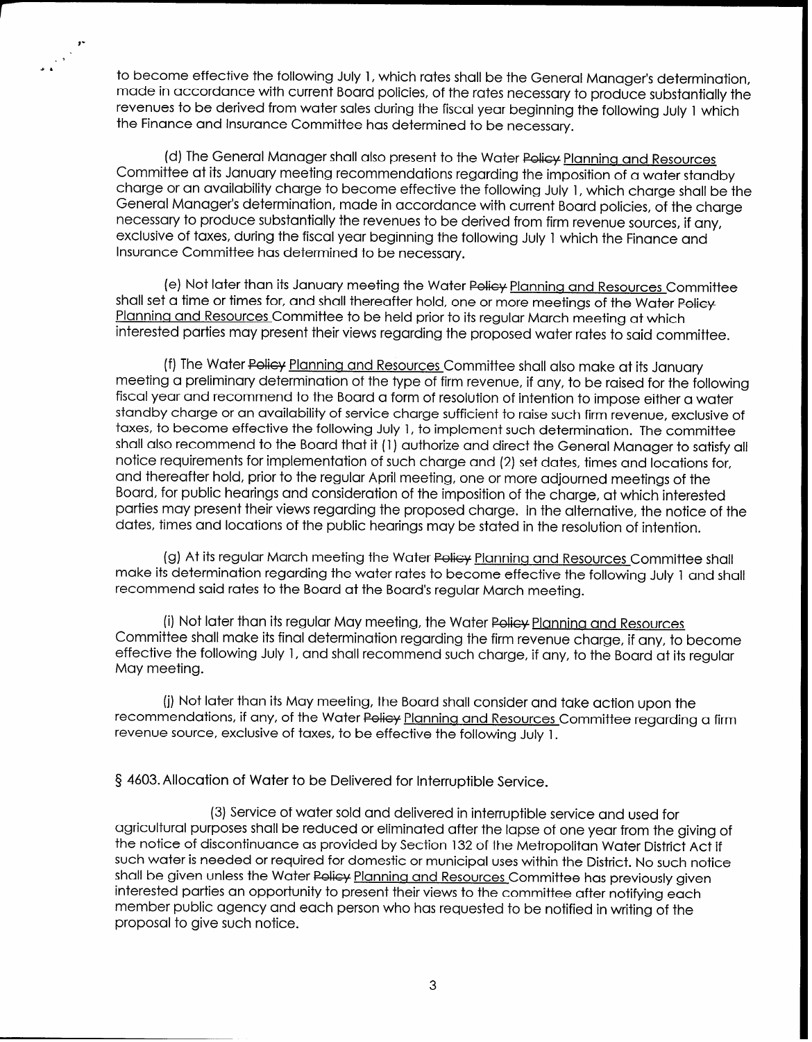to become effective the following July 1, which rates shall be the General Manager's determination, made in accordance with current Board policies, of the rates necessary to produce substantially the revenues to be derived from water sales during the fiscal year beginning the following July 1 which the Finance and Insurance Committee has determined to be necessary.

(d) The General Manager shall also present to the Water ~~Policy~~ <u>Planning and Resources</u> Committee at its January meeting recommendations regarding the imposition of a water standby charge or an availability charge to become effective the following July 1, which charge shall be the General Manager's determination, made in accordance with current Board policies, of the charge necessary to produce substantially the revenues to be derived from firm revenue sources, if any, exclusive of taxes, during the fiscal year beginning the following July 1 which the Finance and Insurance Committee has determined to be necessary.

(e) Not later than its January meeting the Water ~~Policy~~ <u>Planning and Resources</u> Committee shall set a time or times for, and shall thereafter hold, one or more meetings of the Water ~~Policy~~ <u>Planning and Resources</u> Committee to be held prior to its regular March meeting at which interested parties may present their views regarding the proposed water rates to said committee.

(f) The Water ~~Policy~~ <u>Planning and Resources</u> Committee shall also make at its January meeting a preliminary determination of the type of firm revenue, if any, to be raised for the following fiscal year and recommend to the Board a form of resolution of intention to impose either a water standby charge or an availability of service charge sufficient to raise such firm revenue, exclusive of taxes, to become effective the following July 1, to implement such determination. The committee shall also recommend to the Board that it (1) authorize and direct the General Manager to satisfy all notice requirements for implementation of such charge and (2) set dates, times and locations for, and thereafter hold, prior to the regular April meeting, one or more adjourned meetings of the Board, for public hearings and consideration of the imposition of the charge, at which interested parties may present their views regarding the proposed charge. In the alternative, the notice of the dates, times and locations of the public hearings may be stated in the resolution of intention.

(g) At its regular March meeting the Water ~~Policy~~ <u>Planning and Resources</u> Committee shall make its determination regarding the water rates to become effective the following July 1 and shall recommend said rates to the Board at the Board's regular March meeting.

(i) Not later than its regular May meeting, the Water ~~Policy~~ <u>Planning and Resources</u> Committee shall make its final determination regarding the firm revenue charge, if any, to become effective the following July 1, and shall recommend such charge, if any, to the Board at its regular May meeting.

(j) Not later than its May meeting, the Board shall consider and take action upon the recommendations, if any, of the Water ~~Policy~~ <u>Planning and Resources</u> Committee regarding a firm revenue source, exclusive of taxes, to be effective the following July 1.

§ 4603. Allocation of Water to be Delivered for Interruptible Service.

(3) Service of water sold and delivered in interruptible service and used for agricultural purposes shall be reduced or eliminated after the lapse of one year from the giving of the notice of discontinuance as provided by Section 132 of the Metropolitan Water District Act if such water is needed or required for domestic or municipal uses within the District. No such notice shall be given unless the Water ~~Policy~~ <u>Planning and Resources</u> Committee has previously given interested parties an opportunity to present their views to the committee after notifying each member public agency and each person who has requested to be notified in writing of the proposal to give such notice.